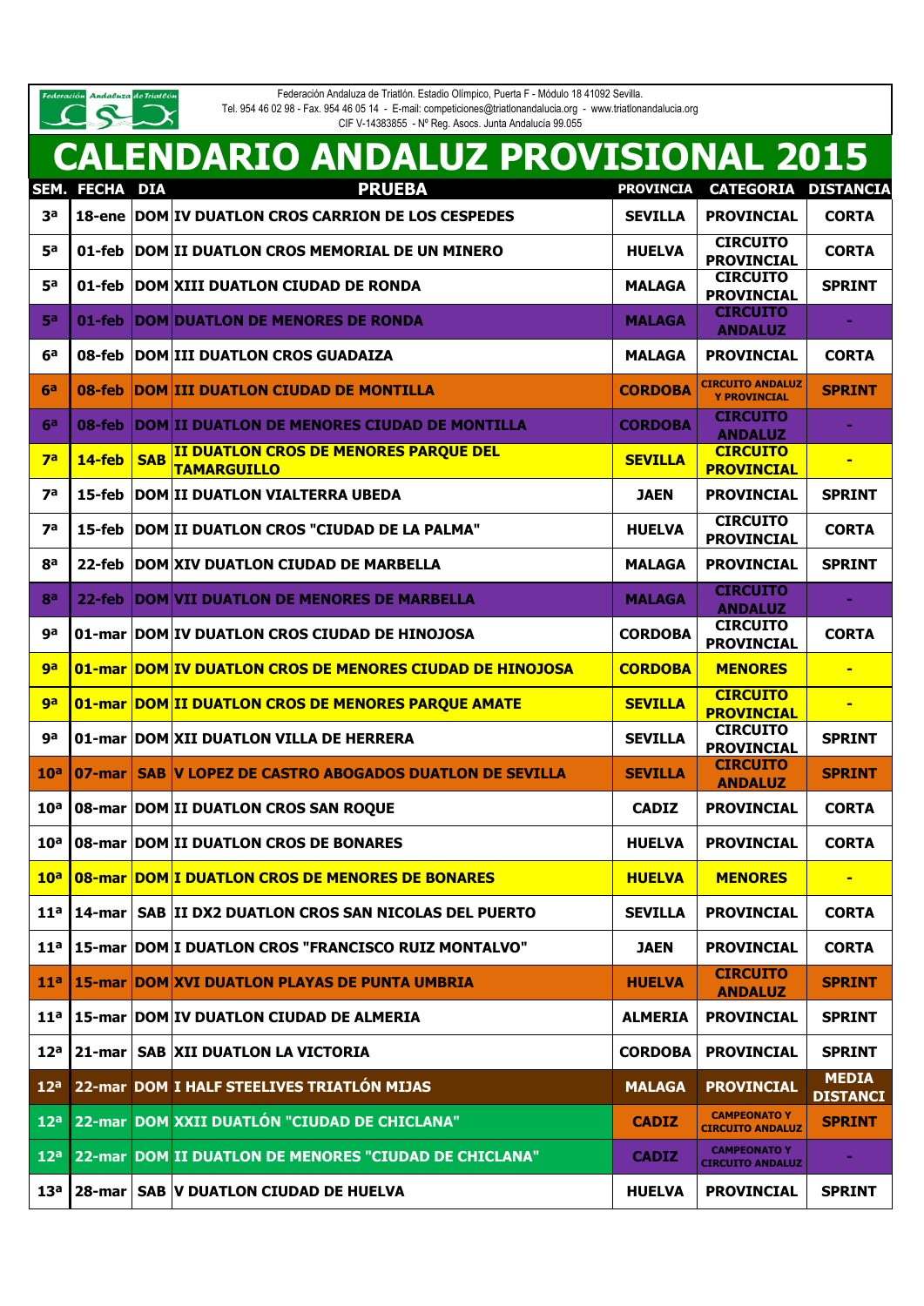Federación Andaluza de Triatlón. Estadio Olímpico, Puerta F - Módulo 18 41092 Sevilla.
Tel. 954 46 02 98 - Fax. 954 46 05 14 - E-mail: competiciones@triatlonandalucia.org - www.triatlonandalucia.org
CIF V-14383855 - Nº Reg. Asocs. Junta Andalucía 99.055

# CALENDARIO ANDALUZ PROVISIONAL 2015

| SEM. | FECHA | DIA | PRUEBA | PROVINCIA | CATEGORIA | DISTANCIA |
|---|---|---|---|---|---|---|
| 3ª | 18-ene | DOM | IV DUATLON CROS CARRION DE LOS CESPEDES | SEVILLA | PROVINCIAL | CORTA |
| 5ª | 01-feb | DOM | II DUATLON CROS MEMORIAL DE UN MINERO | HUELVA | CIRCUITO PROVINCIAL | CORTA |
| 5ª | 01-feb | DOM | XIII DUATLON CIUDAD DE RONDA | MALAGA | CIRCUITO PROVINCIAL | SPRINT |
| 5ª | 01-feb | DOM | DUATLON DE MENORES DE RONDA | MALAGA | CIRCUITO ANDALUZ | - |
| 6ª | 08-feb | DOM | III DUATLON CROS GUADAIZA | MALAGA | PROVINCIAL | CORTA |
| 6ª | 08-feb | DOM | III DUATLON CIUDAD DE MONTILLA | CORDOBA | CIRCUITO ANDALUZ Y PROVINCIAL | SPRINT |
| 6ª | 08-feb | DOM | II DUATLON DE MENORES CIUDAD DE MONTILLA | CORDOBA | CIRCUITO ANDALUZ | - |
| 7ª | 14-feb | SAB | II DUATLON CROS DE MENORES PARQUE DEL TAMARGUILLO | SEVILLA | CIRCUITO PROVINCIAL | - |
| 7ª | 15-feb | DOM | II DUATLON VIALTERRA UBEDA | JAEN | PROVINCIAL | SPRINT |
| 7ª | 15-feb | DOM | II DUATLON CROS "CIUDAD DE LA PALMA" | HUELVA | CIRCUITO PROVINCIAL | CORTA |
| 8ª | 22-feb | DOM | XIV DUATLON CIUDAD DE MARBELLA | MALAGA | PROVINCIAL | SPRINT |
| 8ª | 22-feb | DOM | VII DUATLON DE MENORES DE MARBELLA | MALAGA | CIRCUITO ANDALUZ | - |
| 9ª | 01-mar | DOM | IV DUATLON CROS CIUDAD DE HINOJOSA | CORDOBA | CIRCUITO PROVINCIAL | CORTA |
| 9ª | 01-mar | DOM | IV DUATLON CROS DE MENORES CIUDAD DE HINOJOSA | CORDOBA | MENORES | - |
| 9ª | 01-mar | DOM | II DUATLON CROS DE MENORES PARQUE AMATE | SEVILLA | CIRCUITO PROVINCIAL | - |
| 9ª | 01-mar | DOM | XII DUATLON VILLA DE HERRERA | SEVILLA | CIRCUITO PROVINCIAL | SPRINT |
| 10ª | 07-mar | SAB | V LOPEZ DE CASTRO ABOGADOS DUATLON DE SEVILLA | SEVILLA | CIRCUITO ANDALUZ | SPRINT |
| 10ª | 08-mar | DOM | II DUATLON CROS SAN ROQUE | CADIZ | PROVINCIAL | CORTA |
| 10ª | 08-mar | DOM | II DUATLON CROS DE BONARES | HUELVA | PROVINCIAL | CORTA |
| 10ª | 08-mar | DOM | I DUATLON CROS DE MENORES DE BONARES | HUELVA | MENORES | - |
| 11ª | 14-mar | SAB | II DX2 DUATLON CROS SAN NICOLAS DEL PUERTO | SEVILLA | PROVINCIAL | CORTA |
| 11ª | 15-mar | DOM | I DUATLON CROS "FRANCISCO RUIZ MONTALVO" | JAEN | PROVINCIAL | CORTA |
| 11ª | 15-mar | DOM | XVI DUATLON PLAYAS DE PUNTA UMBRIA | HUELVA | CIRCUITO ANDALUZ | SPRINT |
| 11ª | 15-mar | DOM | IV DUATLON CIUDAD DE ALMERIA | ALMERIA | PROVINCIAL | SPRINT |
| 12ª | 21-mar | SAB | XII DUATLON LA VICTORIA | CORDOBA | PROVINCIAL | SPRINT |
| 12ª | 22-mar | DOM | I HALF STEELIVES TRIATLÓN MIJAS | MALAGA | PROVINCIAL | MEDIA DISTANCI |
| 12ª | 22-mar | DOM | XXII DUATLÓN "CIUDAD DE CHICLANA" | CADIZ | CAMPEONATO Y CIRCUITO ANDALUZ | SPRINT |
| 12ª | 22-mar | DOM | II DUATLON DE MENORES "CIUDAD DE CHICLANA" | CADIZ | CAMPEONATO Y CIRCUITO ANDALUZ | - |
| 13ª | 28-mar | SAB | V DUATLON CIUDAD DE HUELVA | HUELVA | PROVINCIAL | SPRINT |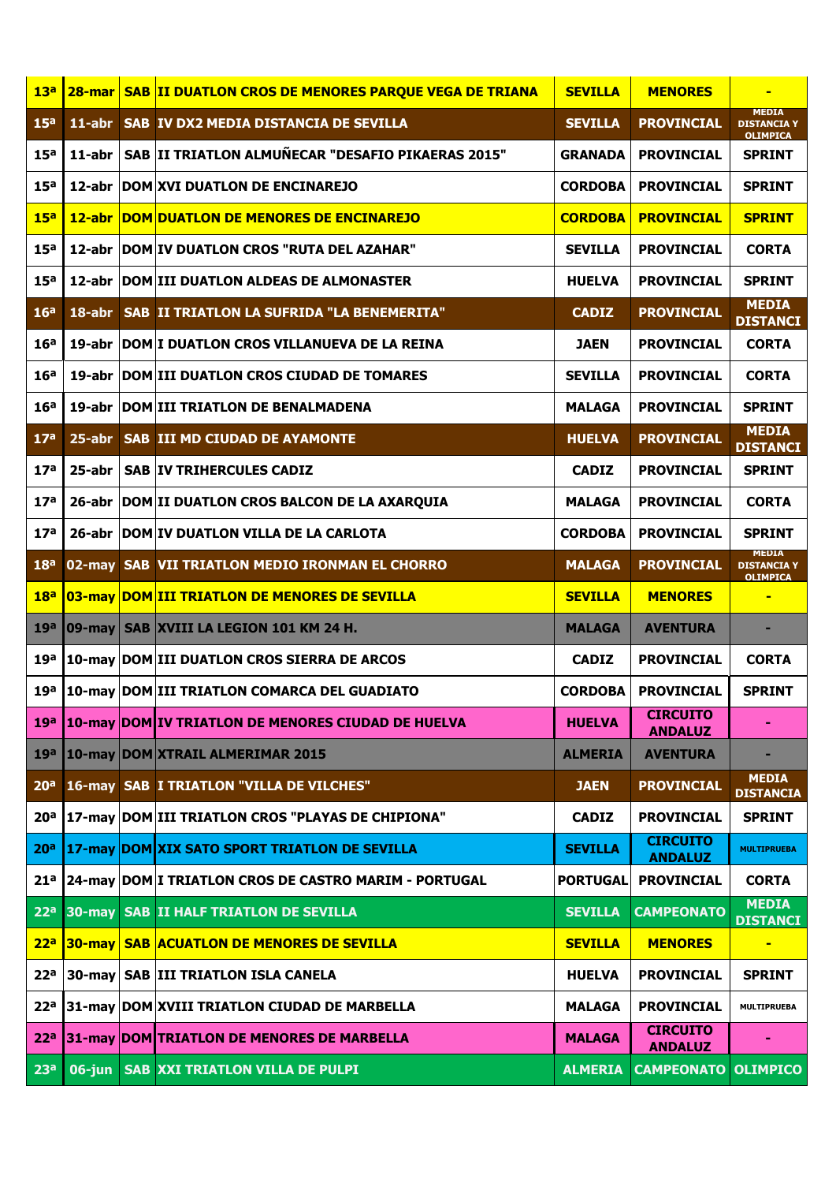| 13ª | 28-mar | SAB | II DUATLON CROS DE MENORES PARQUE VEGA DE TRIANA | SEVILLA | MENORES | - |
|---|---|---|---|---|---|---|
| 15ª | 11-abr | SAB | IV DX2 MEDIA DISTANCIA DE SEVILLA | SEVILLA | PROVINCIAL | MEDIA DISTANCIA Y OLIMPICA |
| 15ª | 11-abr | SAB | II TRIATLON ALMUÑECAR "DESAFIO PIKAERAS 2015" | GRANADA | PROVINCIAL | SPRINT |
| 15ª | 12-abr | DOM | XVI DUATLON DE ENCINAREJO | CORDOBA | PROVINCIAL | SPRINT |
| 15ª | 12-abr | DOM | DUATLON DE MENORES DE ENCINAREJO | CORDOBA | PROVINCIAL | SPRINT |
| 15ª | 12-abr | DOM | IV DUATLON CROS "RUTA DEL AZAHAR" | SEVILLA | PROVINCIAL | CORTA |
| 15ª | 12-abr | DOM | III DUATLON ALDEAS DE ALMONASTER | HUELVA | PROVINCIAL | SPRINT |
| 16ª | 18-abr | SAB | II TRIATLON LA SUFRIDA "LA BENEMERITA" | CADIZ | PROVINCIAL | MEDIA DISTANCI |
| 16ª | 19-abr | DOM | I DUATLON CROS VILLANUEVA DE LA REINA | JAEN | PROVINCIAL | CORTA |
| 16ª | 19-abr | DOM | III DUATLON CROS CIUDAD DE TOMARES | SEVILLA | PROVINCIAL | CORTA |
| 16ª | 19-abr | DOM | III TRIATLON DE BENALMADENA | MALAGA | PROVINCIAL | SPRINT |
| 17ª | 25-abr | SAB | III MD CIUDAD DE AYAMONTE | HUELVA | PROVINCIAL | MEDIA DISTANCI |
| 17ª | 25-abr | SAB | IV TRIHERCULES CADIZ | CADIZ | PROVINCIAL | SPRINT |
| 17ª | 26-abr | DOM | II DUATLON CROS BALCON DE LA AXARQUIA | MALAGA | PROVINCIAL | CORTA |
| 17ª | 26-abr | DOM | IV DUATLON VILLA DE LA CARLOTA | CORDOBA | PROVINCIAL | SPRINT |
| 18ª | 02-may | SAB | VII TRIATLON MEDIO IRONMAN EL CHORRO | MALAGA | PROVINCIAL | MEDIA DISTANCIA Y OLIMPICA |
| 18ª | 03-may | DOM | III TRIATLON DE MENORES DE SEVILLA | SEVILLA | MENORES | - |
| 19ª | 09-may | SAB | XVIII LA LEGION 101 KM 24 H. | MALAGA | AVENTURA | - |
| 19ª | 10-may | DOM | III DUATLON CROS SIERRA DE ARCOS | CADIZ | PROVINCIAL | CORTA |
| 19ª | 10-may | DOM | III TRIATLON COMARCA DEL GUADIATO | CORDOBA | PROVINCIAL | SPRINT |
| 19ª | 10-may | DOM | IV TRIATLON DE MENORES CIUDAD DE HUELVA | HUELVA | CIRCUITO ANDALUZ | - |
| 19ª | 10-may | DOM | XTRAIL ALMERIMAR 2015 | ALMERIA | AVENTURA | - |
| 20ª | 16-may | SAB | I TRIATLON "VILLA DE VILCHES" | JAEN | PROVINCIAL | MEDIA DISTANCIA |
| 20ª | 17-may | DOM | III TRIATLON CROS "PLAYAS DE CHIPIONA" | CADIZ | PROVINCIAL | SPRINT |
| 20ª | 17-may | DOM | XIX SATO SPORT TRIATLON DE SEVILLA | SEVILLA | CIRCUITO ANDALUZ | MULTIPRUEBA |
| 21ª | 24-may | DOM | I TRIATLON CROS DE CASTRO MARIM - PORTUGAL | PORTUGAL | PROVINCIAL | CORTA |
| 22ª | 30-may | SAB | II HALF TRIATLON DE SEVILLA | SEVILLA | CAMPEONATO | MEDIA DISTANCI |
| 22ª | 30-may | SAB | ACUATLON DE MENORES DE SEVILLA | SEVILLA | MENORES | - |
| 22ª | 30-may | SAB | III TRIATLON ISLA CANELA | HUELVA | PROVINCIAL | SPRINT |
| 22ª | 31-may | DOM | XVIII TRIATLON CIUDAD DE MARBELLA | MALAGA | PROVINCIAL | MULTIPRUEBA |
| 22ª | 31-may | DOM | TRIATLON DE MENORES DE MARBELLA | MALAGA | CIRCUITO ANDALUZ | - |
| 23ª | 06-jun | SAB | XXI TRIATLON VILLA DE PULPI | ALMERIA | CAMPEONATO | OLIMPICO |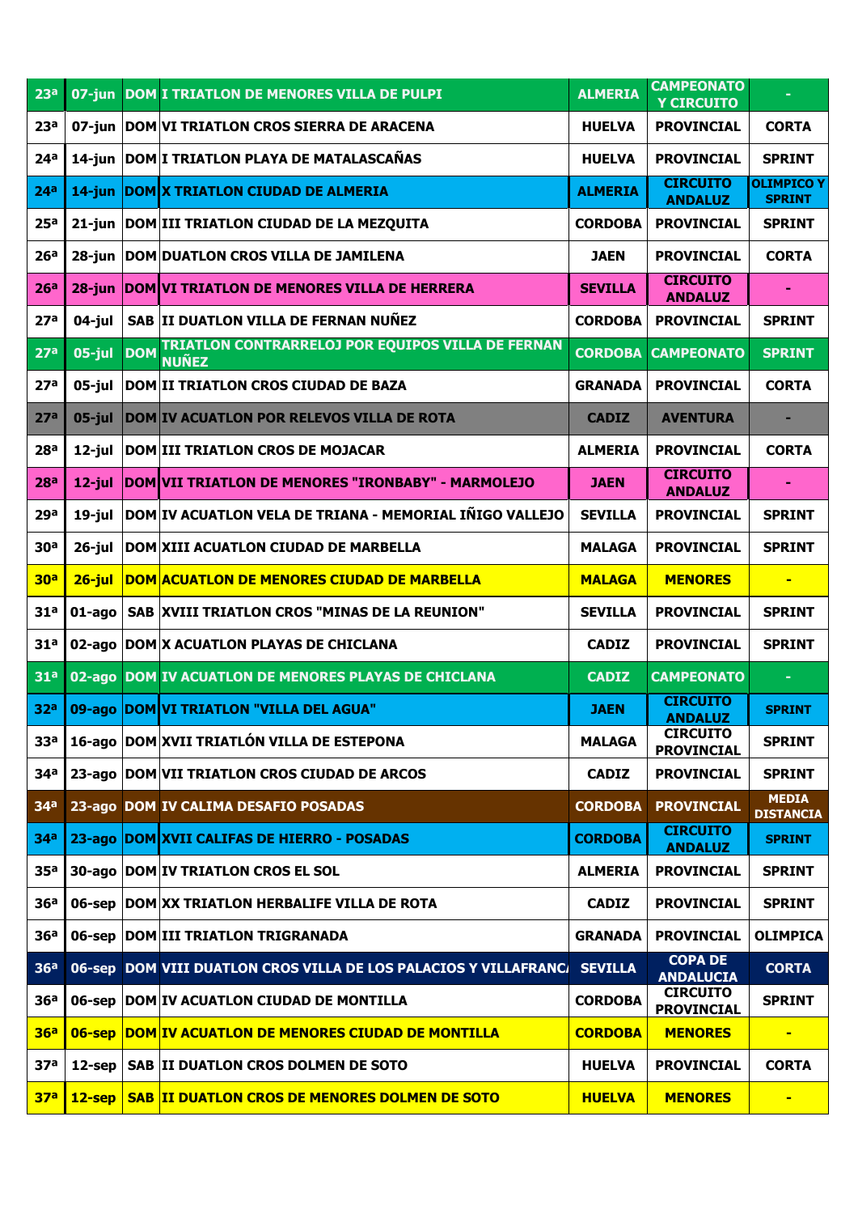| 23ª | 07-jun | DOM | I TRIATLON DE MENORES VILLA DE PULPI | ALMERIA | CAMPEONATO Y CIRCUITO | - |
|---|---|---|---|---|---|---|
| 23ª | 07-jun | DOM | VI TRIATLON CROS SIERRA DE ARACENA | HUELVA | PROVINCIAL | CORTA |
| 24ª | 14-jun | DOM | I TRIATLON PLAYA DE MATALASCAÑAS | HUELVA | PROVINCIAL | SPRINT |
| 24ª | 14-jun | DOM | X TRIATLON CIUDAD DE ALMERIA | ALMERIA | CIRCUITO ANDALUZ | OLIMPICO Y SPRINT |
| 25ª | 21-jun | DOM | III TRIATLON CIUDAD DE LA MEZQUITA | CORDOBA | PROVINCIAL | SPRINT |
| 26ª | 28-jun | DOM | DUATLON CROS VILLA DE JAMILENA | JAEN | PROVINCIAL | CORTA |
| 26ª | 28-jun | DOM | VI TRIATLON DE MENORES VILLA DE HERRERA | SEVILLA | CIRCUITO ANDALUZ | - |
| 27ª | 04-jul | SAB | II DUATLON VILLA DE FERNAN NUÑEZ | CORDOBA | PROVINCIAL | SPRINT |
| 27ª | 05-jul | DOM | TRIATLON CONTRARRELOJ POR EQUIPOS VILLA DE FERNAN NUÑEZ | CORDOBA | CAMPEONATO | SPRINT |
| 27ª | 05-jul | DOM | II TRIATLON CROS CIUDAD DE BAZA | GRANADA | PROVINCIAL | CORTA |
| 27ª | 05-jul | DOM | IV ACUATLON POR RELEVOS VILLA DE ROTA | CADIZ | AVENTURA | - |
| 28ª | 12-jul | DOM | III TRIATLON CROS DE MOJACAR | ALMERIA | PROVINCIAL | CORTA |
| 28ª | 12-jul | DOM | VII TRIATLON DE MENORES "IRONBABY" - MARMOLEJO | JAEN | CIRCUITO ANDALUZ | - |
| 29ª | 19-jul | DOM | IV ACUATLON VELA DE TRIANA - MEMORIAL IÑIGO VALLEJO | SEVILLA | PROVINCIAL | SPRINT |
| 30ª | 26-jul | DOM | XIII ACUATLON CIUDAD DE MARBELLA | MALAGA | PROVINCIAL | SPRINT |
| 30ª | 26-jul | DOM | ACUATLON DE MENORES CIUDAD DE MARBELLA | MALAGA | MENORES | - |
| 31ª | 01-ago | SAB | XVIII TRIATLON CROS "MINAS DE LA REUNION" | SEVILLA | PROVINCIAL | SPRINT |
| 31ª | 02-ago | DOM | X ACUATLON PLAYAS DE CHICLANA | CADIZ | PROVINCIAL | SPRINT |
| 31ª | 02-ago | DOM | IV ACUATLON DE MENORES PLAYAS DE CHICLANA | CADIZ | CAMPEONATO | - |
| 32ª | 09-ago | DOM | VI TRIATLON "VILLA DEL AGUA" | JAEN | CIRCUITO ANDALUZ | SPRINT |
| 33ª | 16-ago | DOM | XVII TRIATLÓN VILLA DE ESTEPONA | MALAGA | CIRCUITO PROVINCIAL | SPRINT |
| 34ª | 23-ago | DOM | VII TRIATLON CROS CIUDAD DE ARCOS | CADIZ | PROVINCIAL | SPRINT |
| 34ª | 23-ago | DOM | IV CALIMA DESAFIO POSADAS | CORDOBA | PROVINCIAL | MEDIA DISTANCIA |
| 34ª | 23-ago | DOM | XVII CALIFAS DE HIERRO - POSADAS | CORDOBA | CIRCUITO ANDALUZ | SPRINT |
| 35ª | 30-ago | DOM | IV TRIATLON CROS EL SOL | ALMERIA | PROVINCIAL | SPRINT |
| 36ª | 06-sep | DOM | XX TRIATLON HERBALIFE VILLA DE ROTA | CADIZ | PROVINCIAL | SPRINT |
| 36ª | 06-sep | DOM | III TRIATLON TRIGRANADA | GRANADA | PROVINCIAL | OLIMPICA |
| 36ª | 06-sep | DOM | VIII DUATLON CROS VILLA DE LOS PALACIOS Y VILLAFRANCA | SEVILLA | COPA DE ANDALUCIA | CORTA |
| 36ª | 06-sep | DOM | IV ACUATLON CIUDAD DE MONTILLA | CORDOBA | CIRCUITO PROVINCIAL | SPRINT |
| 36ª | 06-sep | DOM | IV ACUATLON DE MENORES CIUDAD DE MONTILLA | CORDOBA | MENORES | - |
| 37ª | 12-sep | SAB | II DUATLON CROS DOLMEN DE SOTO | HUELVA | PROVINCIAL | CORTA |
| 37ª | 12-sep | SAB | II DUATLON CROS DE MENORES DOLMEN DE SOTO | HUELVA | MENORES | - |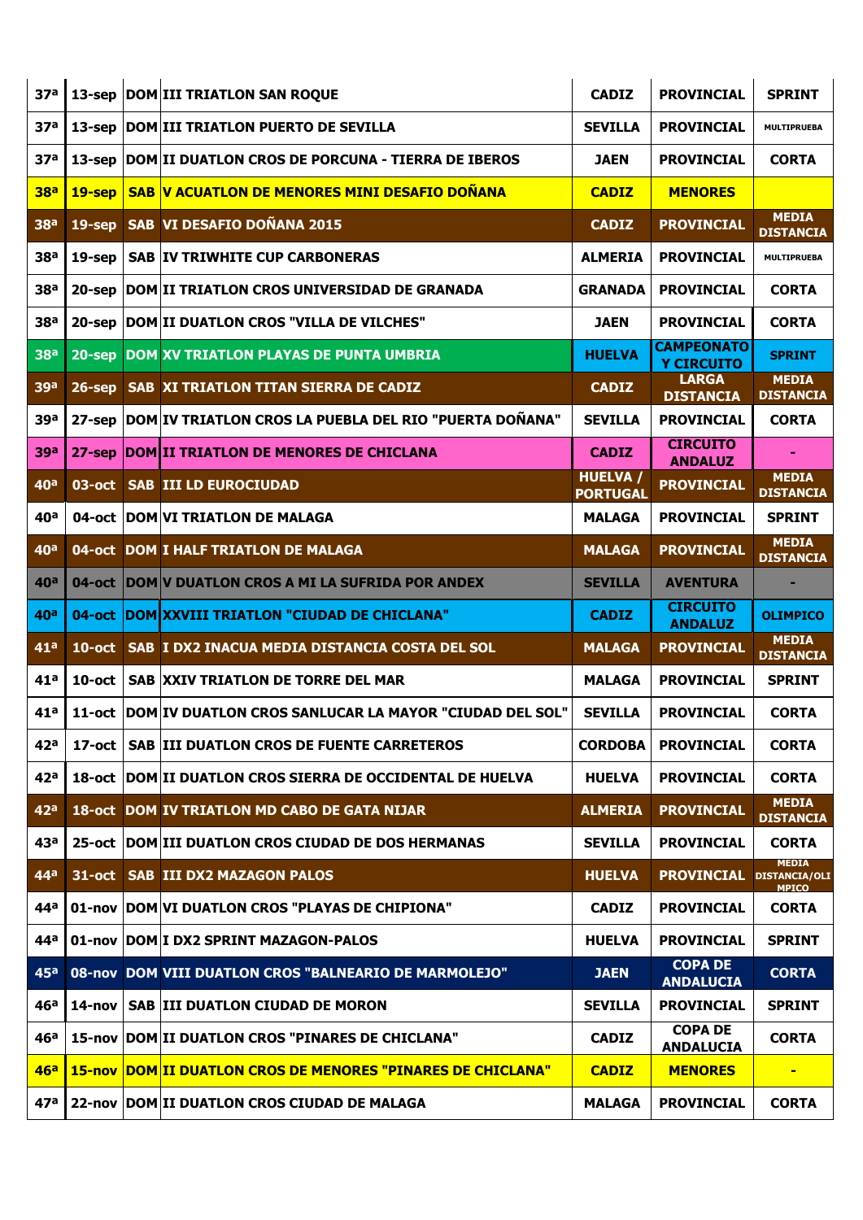| 37ª | 13-sep | DOM | III TRIATLON SAN ROQUE | CADIZ | PROVINCIAL | SPRINT |
|---|---|---|---|---|---|---|
| 37ª | 13-sep | DOM | III TRIATLON PUERTO DE SEVILLA | SEVILLA | PROVINCIAL | MULTIPRUEBA |
| 37ª | 13-sep | DOM | II DUATLON CROS DE PORCUNA - TIERRA DE IBEROS | JAEN | PROVINCIAL | CORTA |
| 38ª | 19-sep | SAB | V ACUATLON DE MENORES MINI DESAFIO DOÑANA | CADIZ | MENORES | |
| 38ª | 19-sep | SAB | VI DESAFIO DOÑANA 2015 | CADIZ | PROVINCIAL | MEDIA DISTANCIA |
| 38ª | 19-sep | SAB | IV TRIWHITE CUP CARBONERAS | ALMERIA | PROVINCIAL | MULTIPRUEBA |
| 38ª | 20-sep | DOM | II TRIATLON CROS UNIVERSIDAD DE GRANADA | GRANADA | PROVINCIAL | CORTA |
| 38ª | 20-sep | DOM | II DUATLON CROS "VILLA DE VILCHES" | JAEN | PROVINCIAL | CORTA |
| 38ª | 20-sep | DOM | XV TRIATLON PLAYAS DE PUNTA UMBRIA | HUELVA | CAMPEONATO Y CIRCUITO | SPRINT |
| 39ª | 26-sep | SAB | XI TRIATLON TITAN SIERRA DE CADIZ | CADIZ | LARGA DISTANCIA | MEDIA DISTANCIA |
| 39ª | 27-sep | DOM | IV TRIATLON CROS LA PUEBLA DEL RIO "PUERTA DOÑANA" | SEVILLA | PROVINCIAL | CORTA |
| 39ª | 27-sep | DOM | II TRIATLON DE MENORES DE CHICLANA | CADIZ | CIRCUITO ANDALUZ | - |
| 40ª | 03-oct | SAB | III LD EUROCIUDAD | HUELVA / PORTUGAL | PROVINCIAL | MEDIA DISTANCIA |
| 40ª | 04-oct | DOM | VI TRIATLON DE MALAGA | MALAGA | PROVINCIAL | SPRINT |
| 40ª | 04-oct | DOM | I HALF TRIATLON DE MALAGA | MALAGA | PROVINCIAL | MEDIA DISTANCIA |
| 40ª | 04-oct | DOM | V DUATLON CROS A MI LA SUFRIDA POR ANDEX | SEVILLA | AVENTURA | - |
| 40ª | 04-oct | DOM | XXVIII TRIATLON "CIUDAD DE CHICLANA" | CADIZ | CIRCUITO ANDALUZ | OLIMPICO |
| 41ª | 10-oct | SAB | I DX2 INACUA MEDIA DISTANCIA COSTA DEL SOL | MALAGA | PROVINCIAL | MEDIA DISTANCIA |
| 41ª | 10-oct | SAB | XXIV TRIATLON DE TORRE DEL MAR | MALAGA | PROVINCIAL | SPRINT |
| 41ª | 11-oct | DOM | IV DUATLON CROS SANLUCAR LA MAYOR "CIUDAD DEL SOL" | SEVILLA | PROVINCIAL | CORTA |
| 42ª | 17-oct | SAB | III DUATLON CROS DE FUENTE CARRETEROS | CORDOBA | PROVINCIAL | CORTA |
| 42ª | 18-oct | DOM | II DUATLON CROS SIERRA DE OCCIDENTAL DE HUELVA | HUELVA | PROVINCIAL | CORTA |
| 42ª | 18-oct | DOM | IV TRIATLON MD CABO DE GATA NIJAR | ALMERIA | PROVINCIAL | MEDIA DISTANCIA |
| 43ª | 25-oct | DOM | III DUATLON CROS CIUDAD DE DOS HERMANAS | SEVILLA | PROVINCIAL | CORTA |
| 44ª | 31-oct | SAB | III DX2 MAZAGON PALOS | HUELVA | PROVINCIAL | MEDIA DISTANCIA/OLIMPICO |
| 44ª | 01-nov | DOM | VI DUATLON CROS "PLAYAS DE CHIPIONA" | CADIZ | PROVINCIAL | CORTA |
| 44ª | 01-nov | DOM | I DX2 SPRINT MAZAGON-PALOS | HUELVA | PROVINCIAL | SPRINT |
| 45ª | 08-nov | DOM | VIII DUATLON CROS "BALNEARIO DE MARMOLEJO" | JAEN | COPA DE ANDALUCIA | CORTA |
| 46ª | 14-nov | SAB | III DUATLON CIUDAD DE MORON | SEVILLA | PROVINCIAL | SPRINT |
| 46ª | 15-nov | DOM | II DUATLON CROS "PINARES DE CHICLANA" | CADIZ | COPA DE ANDALUCIA | CORTA |
| 46ª | 15-nov | DOM | II DUATLON CROS DE MENORES "PINARES DE CHICLANA" | CADIZ | MENORES | - |
| 47ª | 22-nov | DOM | II DUATLON CROS CIUDAD DE MALAGA | MALAGA | PROVINCIAL | CORTA |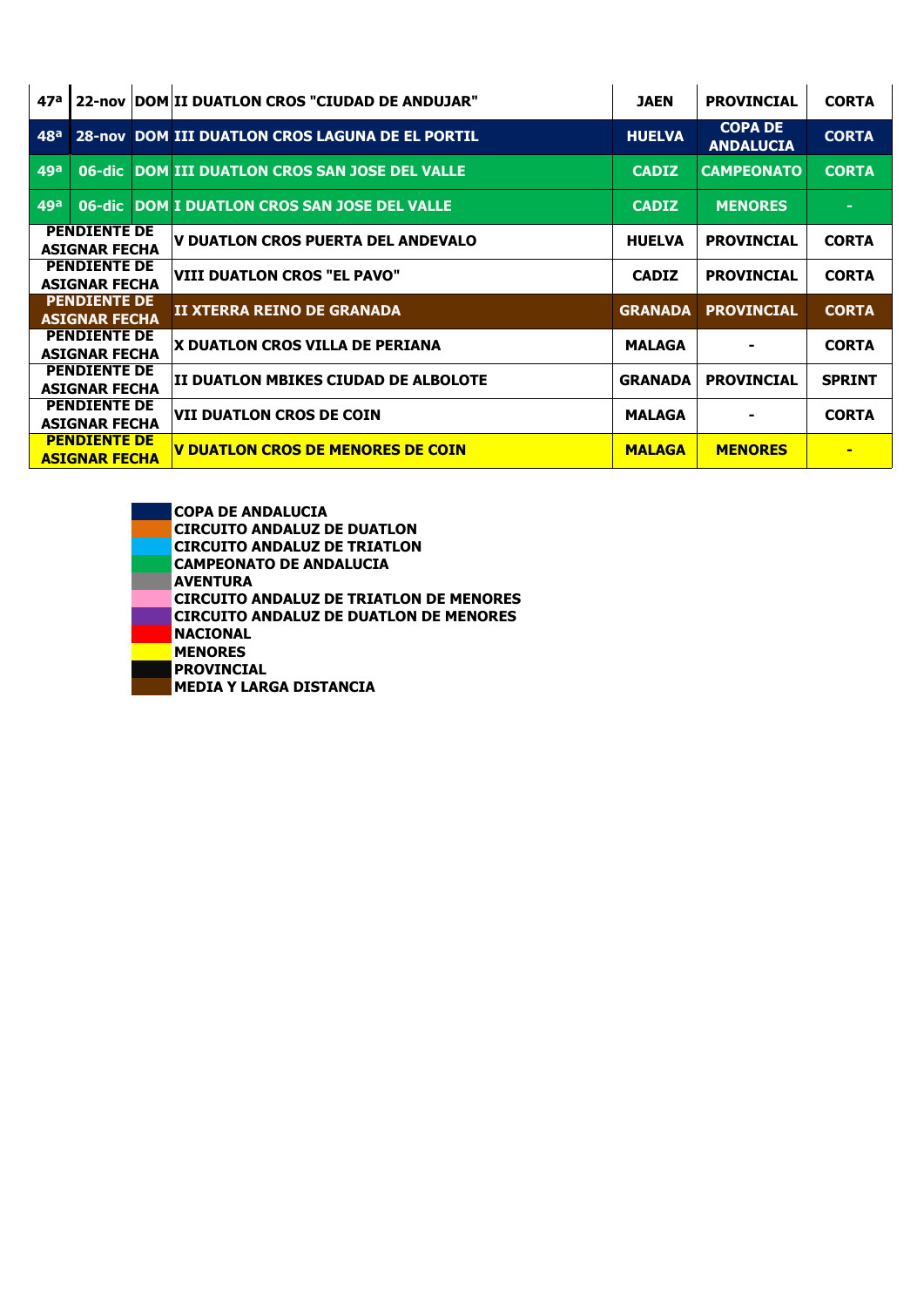| | | | | | | |
|---|---|---|---|---|---|---|
| 47ª | 22-nov | DOM | II DUATLON CROS "CIUDAD DE ANDUJAR" | JAEN | PROVINCIAL | CORTA |
| 48ª | 28-nov | DOM | III DUATLON CROS LAGUNA DE EL PORTIL | HUELVA | COPA DE ANDALUCIA | CORTA |
| 49ª | 06-dic | DOM | III DUATLON CROS SAN JOSE DEL VALLE | CADIZ | CAMPEONATO | CORTA |
| 49ª | 06-dic | DOM | I DUATLON CROS SAN JOSE DEL VALLE | CADIZ | MENORES | - |
| PENDIENTE DE ASIGNAR FECHA | | | V DUATLON CROS PUERTA DEL ANDEVALO | HUELVA | PROVINCIAL | CORTA |
| PENDIENTE DE ASIGNAR FECHA | | | VIII DUATLON CROS "EL PAVO" | CADIZ | PROVINCIAL | CORTA |
| PENDIENTE DE ASIGNAR FECHA | | | II XTERRA REINO DE GRANADA | GRANADA | PROVINCIAL | CORTA |
| PENDIENTE DE ASIGNAR FECHA | | | X DUATLON CROS VILLA DE PERIANA | MALAGA | - | CORTA |
| PENDIENTE DE ASIGNAR FECHA | | | II DUATLON MBIKES CIUDAD DE ALBOLOTE | GRANADA | PROVINCIAL | SPRINT |
| PENDIENTE DE ASIGNAR FECHA | | | VII DUATLON CROS DE COIN | MALAGA | - | CORTA |
| PENDIENTE DE ASIGNAR FECHA | | | V DUATLON CROS DE MENORES DE COIN | MALAGA | MENORES | - |

COPA DE ANDALUCIA
CIRCUITO ANDALUZ DE DUATLON
CIRCUITO ANDALUZ DE TRIATLON
CAMPEONATO DE ANDALUCIA
AVENTURA
CIRCUITO ANDALUZ DE TRIATLON DE MENORES
CIRCUITO ANDALUZ DE DUATLON DE MENORES
NACIONAL
MENORES
PROVINCIAL
MEDIA Y LARGA DISTANCIA